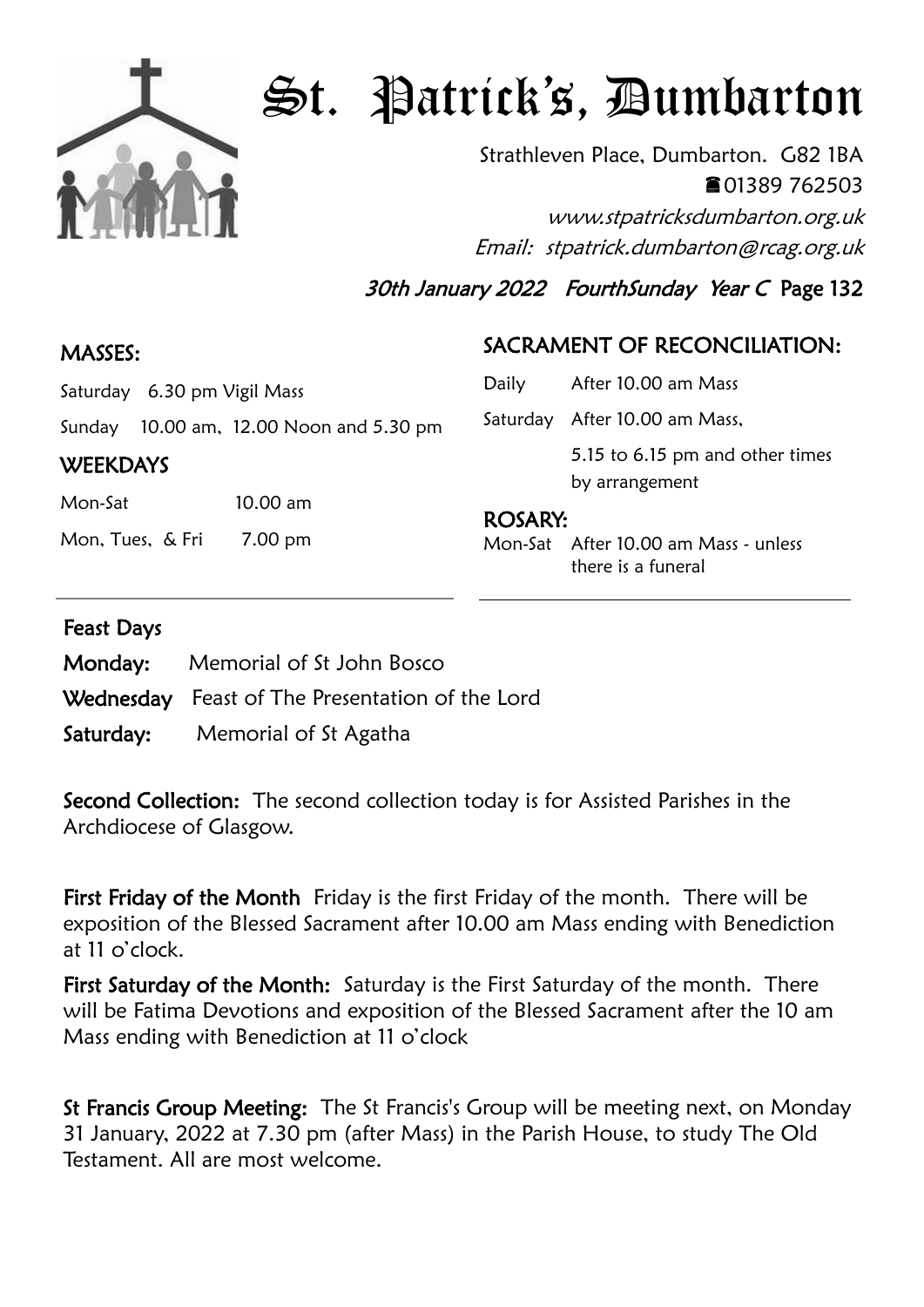# St. Patrick's, Dumbarton

Strathleven Place, Dumbarton. G82 1BA
☎01389 762503
*www.stpatricksdumbarton.org.uk*
*Email: stpatrick.dumbarton@rcag.org.uk*

*30th January 2022 FourthSunday Year C* Page 132

## MASSES:

Saturday 6.30 pm Vigil Mass

Sunday 10.00 am, 12.00 Noon and 5.30 pm

## WEEKDAYS

Mon-Sat 10.00 am

Mon, Tues, & Fri 7.00 pm

## SACRAMENT OF RECONCILIATION:

Daily After 10.00 am Mass

Saturday After 10.00 am Mass,
5.15 to 6.15 pm and other times by arrangement

## ROSARY:

Mon-Sat After 10.00 am Mass - unless there is a funeral

## Feast Days

**Monday:** Memorial of St John Bosco

**Wednesday** Feast of The Presentation of the Lord

**Saturday:** Memorial of St Agatha

**Second Collection:** The second collection today is for Assisted Parishes in the Archdiocese of Glasgow.

**First Friday of the Month** Friday is the first Friday of the month. There will be exposition of the Blessed Sacrament after 10.00 am Mass ending with Benediction at 11 o'clock.

**First Saturday of the Month:** Saturday is the First Saturday of the month. There will be Fatima Devotions and exposition of the Blessed Sacrament after the 10 am Mass ending with Benediction at 11 o'clock

**St Francis Group Meeting:** The St Francis's Group will be meeting next, on Monday 31 January, 2022 at 7.30 pm (after Mass) in the Parish House, to study The Old Testament. All are most welcome.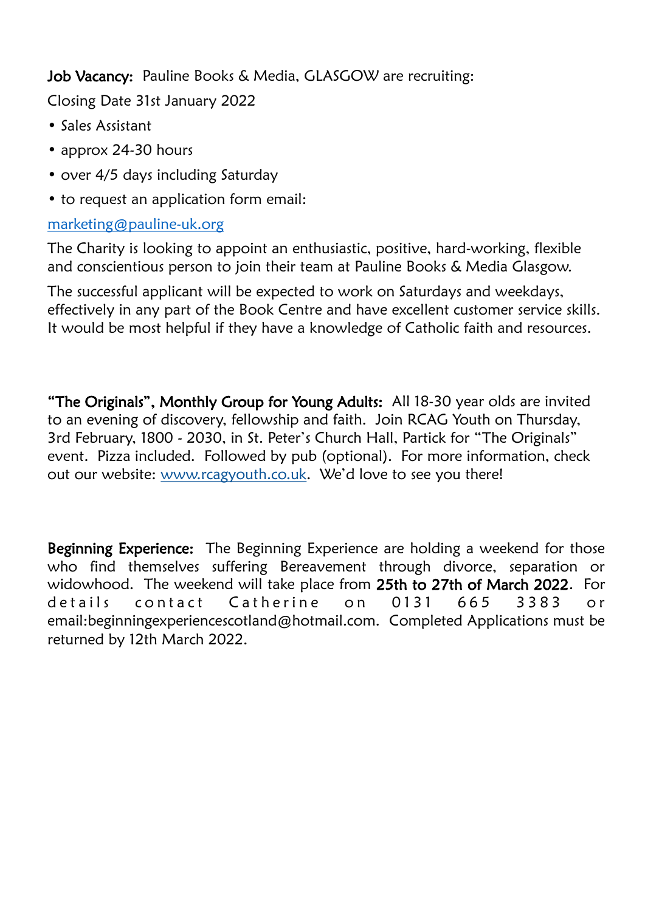**Job Vacancy:** Pauline Books & Media, GLASGOW are recruiting:

Closing Date 31st January 2022

- Sales Assistant
- approx 24-30 hours
- over 4/5 days including Saturday
- to request an application form email:

marketing@pauline-uk.org

The Charity is looking to appoint an enthusiastic, positive, hard-working, flexible and conscientious person to join their team at Pauline Books & Media Glasgow.

The successful applicant will be expected to work on Saturdays and weekdays, effectively in any part of the Book Centre and have excellent customer service skills. It would be most helpful if they have a knowledge of Catholic faith and resources.

**"The Originals", Monthly Group for Young Adults:** All 18-30 year olds are invited to an evening of discovery, fellowship and faith. Join RCAG Youth on Thursday, 3rd February, 1800 - 2030, in St. Peter's Church Hall, Partick for "The Originals" event. Pizza included. Followed by pub (optional). For more information, check out our website: www.rcagyouth.co.uk. We'd love to see you there!

**Beginning Experience:** The Beginning Experience are holding a weekend for those who find themselves suffering Bereavement through divorce, separation or widowhood. The weekend will take place from **25th to 27th of March 2022**. For details contact Catherine on 0131 665 3383 or email:beginningexperiencescotland@hotmail.com. Completed Applications must be returned by 12th March 2022.